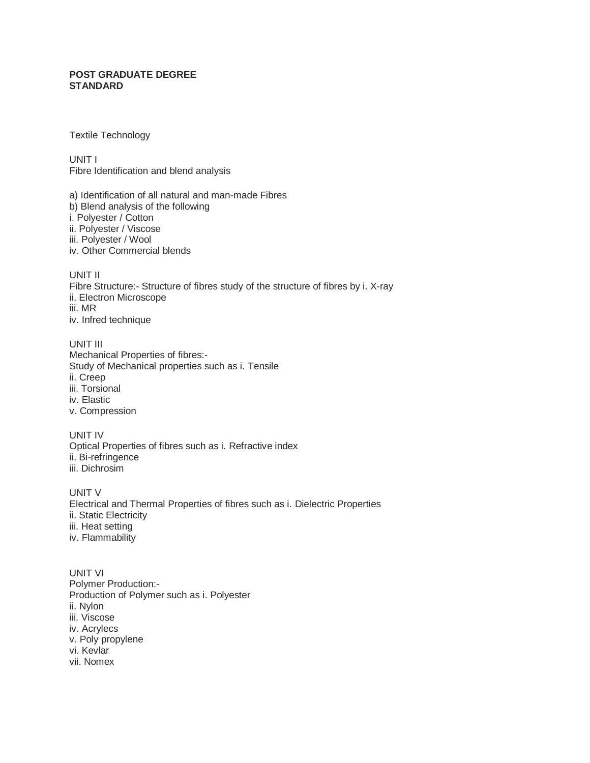**POST GRADUATE DEGREE STANDARD**

Textile Technology

UNIT I
Fibre Identification and blend analysis

a) Identification of all natural and man-made Fibres
b) Blend analysis of the following
i. Polyester / Cotton
ii. Polyester / Viscose
iii. Polyester / Wool
iv. Other Commercial blends

UNIT II
Fibre Structure:- Structure of fibres study of the structure of fibres by i. X-ray
ii. Electron Microscope
iii. MR
iv. Infred technique

UNIT III
Mechanical Properties of fibres:-
Study of Mechanical properties such as i. Tensile
ii. Creep
iii. Torsional
iv. Elastic
v. Compression

UNIT IV
Optical Properties of fibres such as i. Refractive index
ii. Bi-refringence
iii. Dichrosim

UNIT V
Electrical and Thermal Properties of fibres such as i. Dielectric Properties
ii. Static Electricity
iii. Heat setting
iv. Flammability

UNIT VI
Polymer Production:-
Production of Polymer such as i. Polyester
ii. Nylon
iii. Viscose
iv. Acrylecs
v. Poly propylene
vi. Kevlar
vii. Nomex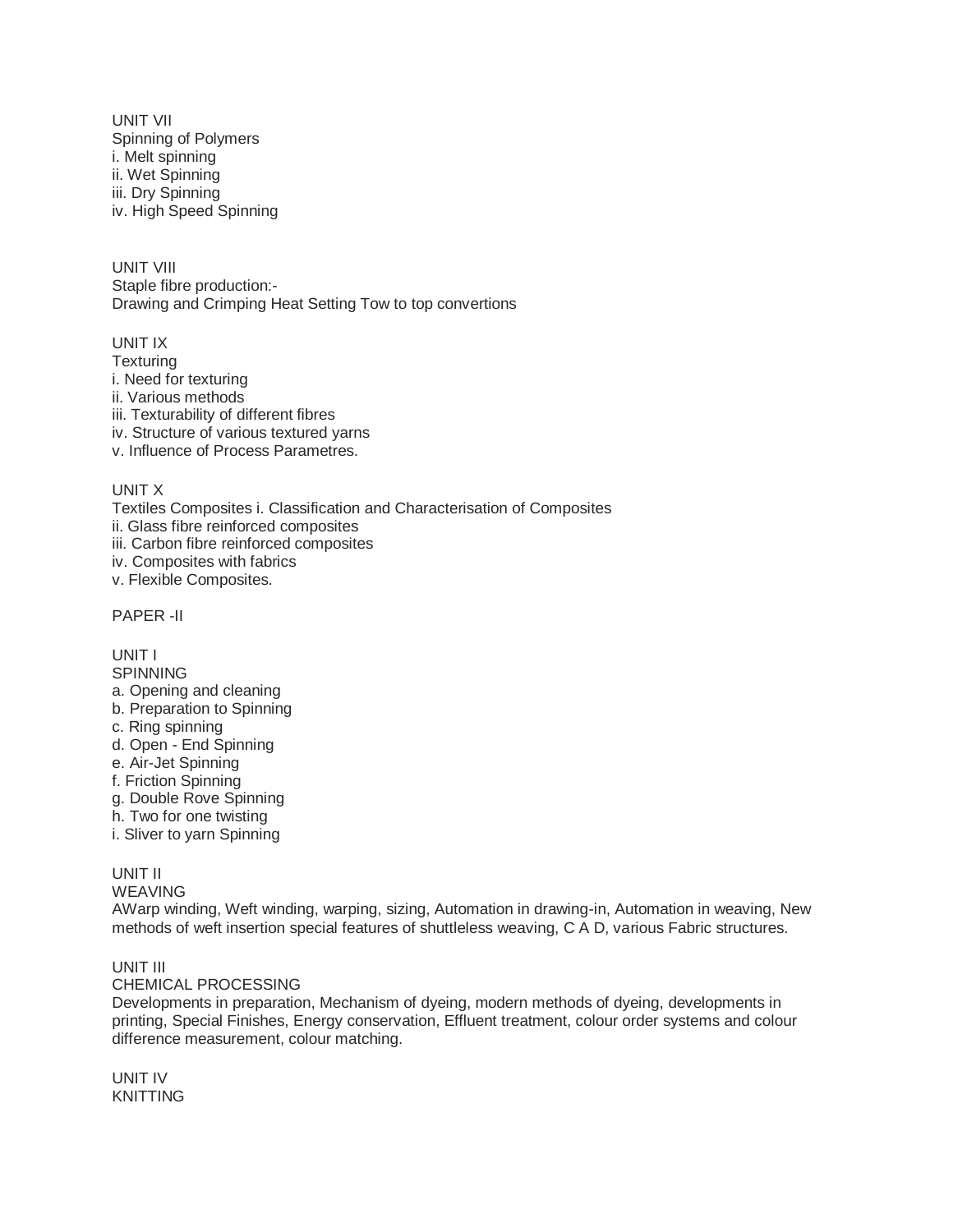UNIT VII

Spinning of Polymers

i. Melt spinning
ii. Wet Spinning
iii. Dry Spinning
iv. High Speed Spinning

UNIT VIII

Staple fibre production:-

Drawing and Crimping Heat Setting Tow to top convertions

UNIT IX

Texturing

i. Need for texturing
ii. Various methods
iii. Texturability of different fibres
iv. Structure of various textured yarns
v. Influence of Process Parametres.

UNIT X

Textiles Composites i. Classification and Characterisation of Composites

ii. Glass fibre reinforced composites
iii. Carbon fibre reinforced composites
iv. Composites with fabrics
v. Flexible Composites.

PAPER -II

UNIT I

SPINNING

a. Opening and cleaning
b. Preparation to Spinning
c. Ring spinning
d. Open - End Spinning
e. Air-Jet Spinning
f. Friction Spinning
g. Double Rove Spinning
h. Two for one twisting
i. Sliver to yarn Spinning

UNIT II

WEAVING

AWarp winding, Weft winding, warping, sizing, Automation in drawing-in, Automation in weaving, New methods of weft insertion special features of shuttleless weaving, C A D, various Fabric structures.

UNIT III

CHEMICAL PROCESSING

Developments in preparation, Mechanism of dyeing, modern methods of dyeing, developments in printing, Special Finishes, Energy conservation, Effluent treatment, colour order systems and colour difference measurement, colour matching.

UNIT IV

KNITTING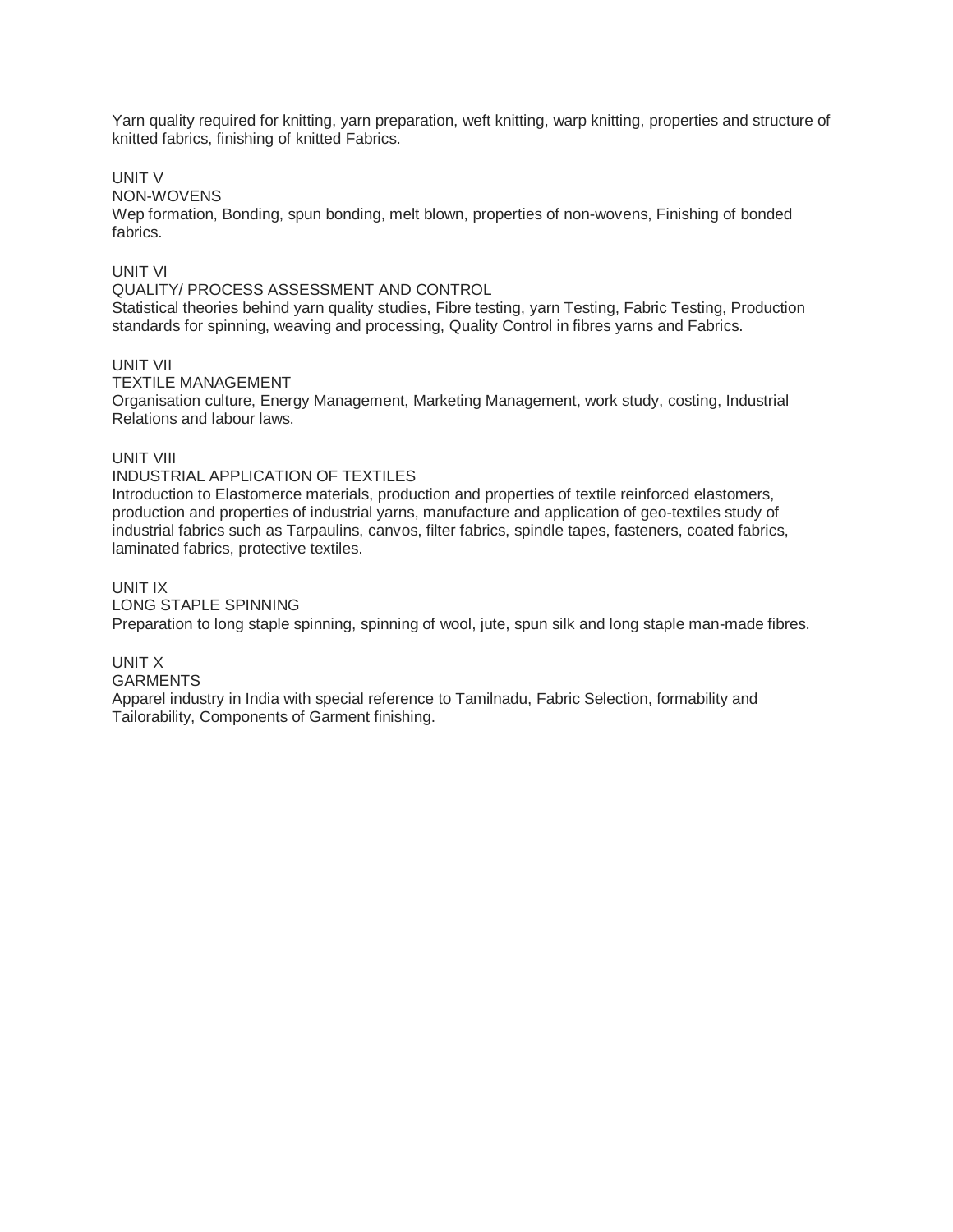Yarn quality required for knitting, yarn preparation, weft knitting, warp knitting, properties and structure of knitted fabrics, finishing of knitted Fabrics.

UNIT V

NON-WOVENS

Wep formation, Bonding, spun bonding, melt blown, properties of non-wovens, Finishing of bonded fabrics.

UNIT VI

QUALITY/ PROCESS ASSESSMENT AND CONTROL

Statistical theories behind yarn quality studies, Fibre testing, yarn Testing, Fabric Testing, Production standards for spinning, weaving and processing, Quality Control in fibres yarns and Fabrics.

UNIT VII

TEXTILE MANAGEMENT

Organisation culture, Energy Management, Marketing Management, work study, costing, Industrial Relations and labour laws.

UNIT VIII

INDUSTRIAL APPLICATION OF TEXTILES

Introduction to Elastomerce materials, production and properties of textile reinforced elastomers, production and properties of industrial yarns, manufacture and application of geo-textiles study of industrial fabrics such as Tarpaulins, canvos, filter fabrics, spindle tapes, fasteners, coated fabrics, laminated fabrics, protective textiles.

UNIT IX

LONG STAPLE SPINNING

Preparation to long staple spinning, spinning of wool, jute, spun silk and long staple man-made fibres.

UNIT X

GARMENTS

Apparel industry in India with special reference to Tamilnadu, Fabric Selection, formability and Tailorability, Components of Garment finishing.